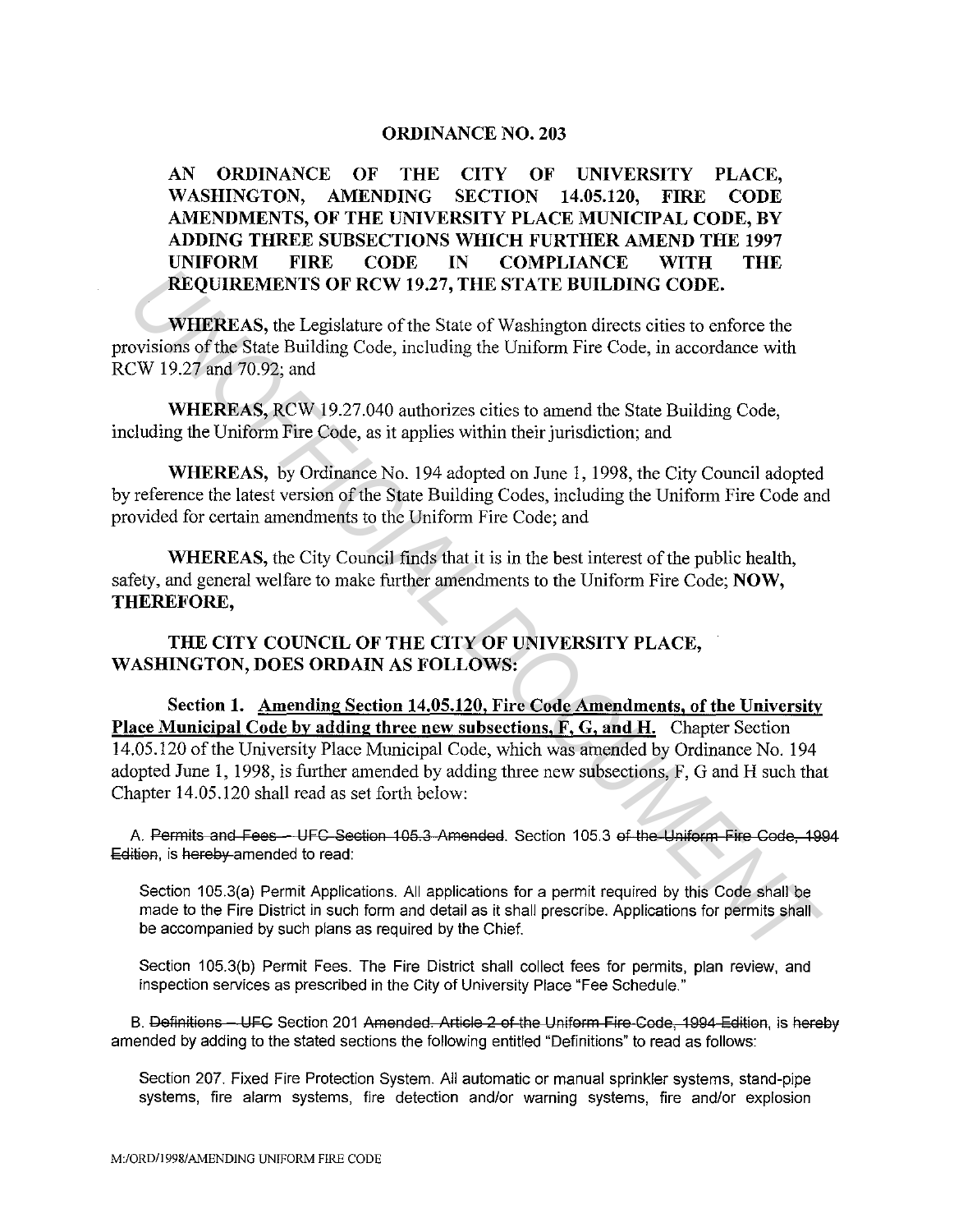# ORDINANCE NO. 203

**AN ORDINANCE OF THE CITY OF UNIVERSITY PLACE, WASHINGTON, AMENDING SECTION 14.05.120, FIRE CODE AMENDMENTS, OF THE UNIVERSITY PLACE MUNICIPAL CODE, BY ADDING THREE SUBSECTIONS WHICH FURTHER AMEND THE 1997 UNIFORM FIRE CODE IN COMPLIANCE WITH THE REQUIREMENTS OF RCW 19.27, THE STATE BUILDING CODE.**

**WHEREAS,** the Legislature of the State of Washington directs cities to enforce the provisions of the State Building Code, including the Uniform Fire Code, in accordance with RCW 19.27 and 70.92; and

**WHEREAS,** RCW 19.27.040 authorizes cities to amend the State Building Code, including the Uniform Fire Code, as it applies within their jurisdiction; and

**WHEREAS,** by Ordinance No. 194 adopted on June 1, 1998, the City Council adopted by reference the latest version of the State Building Codes, including the Uniform Fire Code and provided for certain amendments to the Uniform Fire Code; and

**WHEREAS,** the City Council finds that it is in the best interest of the public health, safety, and general welfare to make further amendments to the Uniform Fire Code; **NOW, THEREFORE,**

**THE CITY COUNCIL OF THE CITY OF UNIVERSITY PLACE, WASHINGTON, DOES ORDAIN AS FOLLOWS:**

**Section 1. Amending Section 14.05.120, Fire Code Amendments, of the University Place Municipal Code by adding three new subsections, F, G, and H.** Chapter Section 14.05.120 of the University Place Municipal Code, which was amended by Ordinance No. 194 adopted June 1, 1998, is further amended by adding three new subsections, F, G and H such that Chapter 14.05.120 shall read as set forth below:

A. ~~Permits and Fees – UFC Section 105.3 Amended.~~ Section 105.3 ~~of the Uniform Fire Code, 1994 Edition~~, is ~~hereby~~ amended to read:

Section 105.3(a) Permit Applications. All applications for a permit required by this Code shall be made to the Fire District in such form and detail as it shall prescribe. Applications for permits shall be accompanied by such plans as required by the Chief.

Section 105.3(b) Permit Fees. The Fire District shall collect fees for permits, plan review, and inspection services as prescribed in the City of University Place "Fee Schedule."

B. ~~Definitions – UFC~~ Section 201 ~~Amended. Article 2 of the Uniform Fire Code, 1994 Edition~~, is ~~hereby~~ amended by adding to the stated sections the following entitled "Definitions" to read as follows:

Section 207. Fixed Fire Protection System. All automatic or manual sprinkler systems, stand-pipe systems, fire alarm systems, fire detection and/or warning systems, fire and/or explosion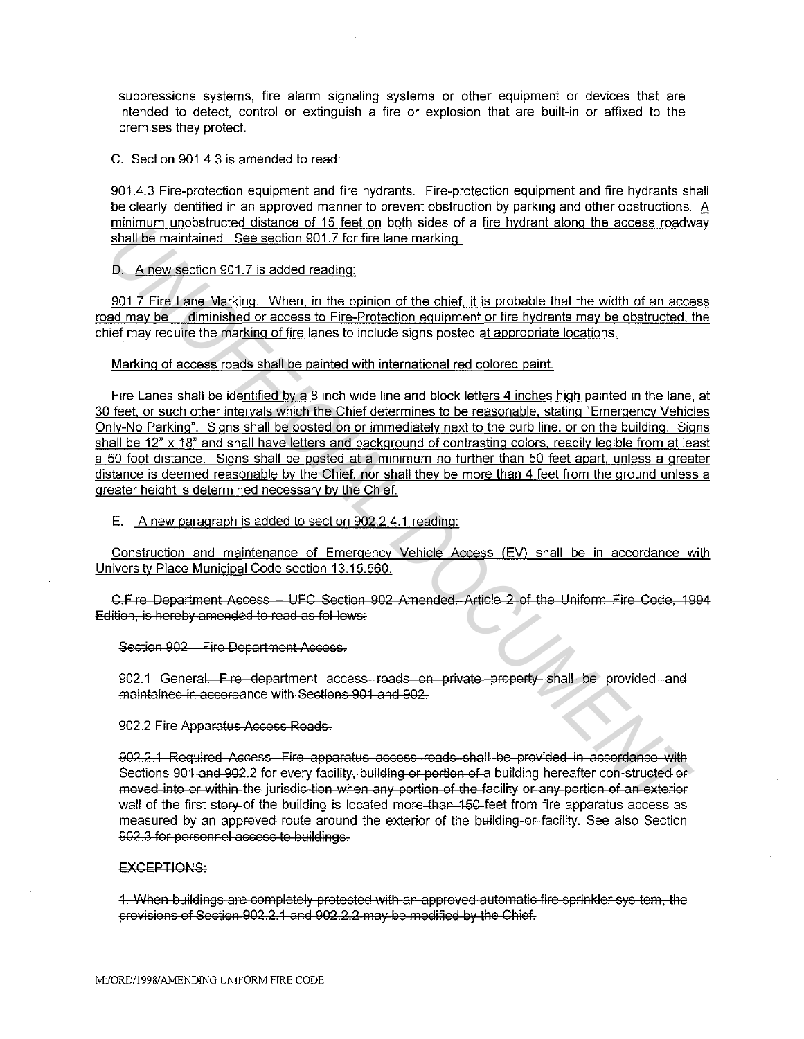suppressions systems, fire alarm signaling systems or other equipment or devices that are intended to detect, control or extinguish a fire or explosion that are built-in or affixed to the premises they protect.

C. Section 901.4.3 is amended to read:

901.4.3 Fire-protection equipment and fire hydrants. Fire-protection equipment and fire hydrants shall be clearly identified in an approved manner to prevent obstruction by parking and other obstructions. <u>A minimum unobstructed distance of 15 feet on both sides of a fire hydrant along the access roadway shall be maintained. See section 901.7 for fire lane marking.</u>

D. <u>A new section 901.7 is added reading:</u>

<u>901.7 Fire Lane Marking. When, in the opinion of the chief, it is probable that the width of an access road may be diminished or access to Fire-Protection equipment or fire hydrants may be obstructed, the chief may require the marking of fire lanes to include signs posted at appropriate locations.</u>

<u>Marking of access roads shall be painted with international red colored paint.</u>

<u>Fire Lanes shall be identified by a 8 inch wide line and block letters 4 inches high painted in the lane, at 30 feet, or such other intervals which the Chief determines to be reasonable, stating "Emergency Vehicles Only-No Parking". Signs shall be posted on or immediately next to the curb line, or on the building. Signs shall be 12" x 18" and shall have letters and background of contrasting colors, readily legible from at least a 50 foot distance. Signs shall be posted at a minimum no further than 50 feet apart, unless a greater distance is deemed reasonable by the Chief, nor shall they be more than 4 feet from the ground unless a greater height is determined necessary by the Chief.</u>

E. <u>A new paragraph is added to section 902.2.4.1 reading:</u>

<u>Construction and maintenance of Emergency Vehicle Access (EV) shall be in accordance with University Place Municipal Code section 13.15.560.</u>

~~C.Fire Department Access – UFC Section 902 Amended. Article 2 of the Uniform Fire Code, 1994 Edition, is hereby amended to read as fol-lows:~~

~~Section 902 – Fire Department Access.~~

~~902.1 General. Fire department access roads on private property shall be provided and maintained in accordance with Sections 901 and 902.~~

~~902.2 Fire Apparatus Access Roads.~~

~~902.2.1 Required Access. Fire apparatus access roads shall be provided in accordance with Sections 901 and 902.2 for every facility, building or portion of a building hereafter con-structed or moved into or within the jurisdic-tion when any portion of the facility or any portion of an exterior wall of the first story of the building is located more than 150 feet from fire apparatus access as measured by an approved route around the exterior of the building or facility. See also Section 902.3 for personnel access to buildings.~~

~~EXCEPTIONS:~~

~~1. When buildings are completely protected with an approved automatic fire sprinkler sys-tem, the provisions of Section 902.2.1 and 902.2.2 may be modified by the Chief.~~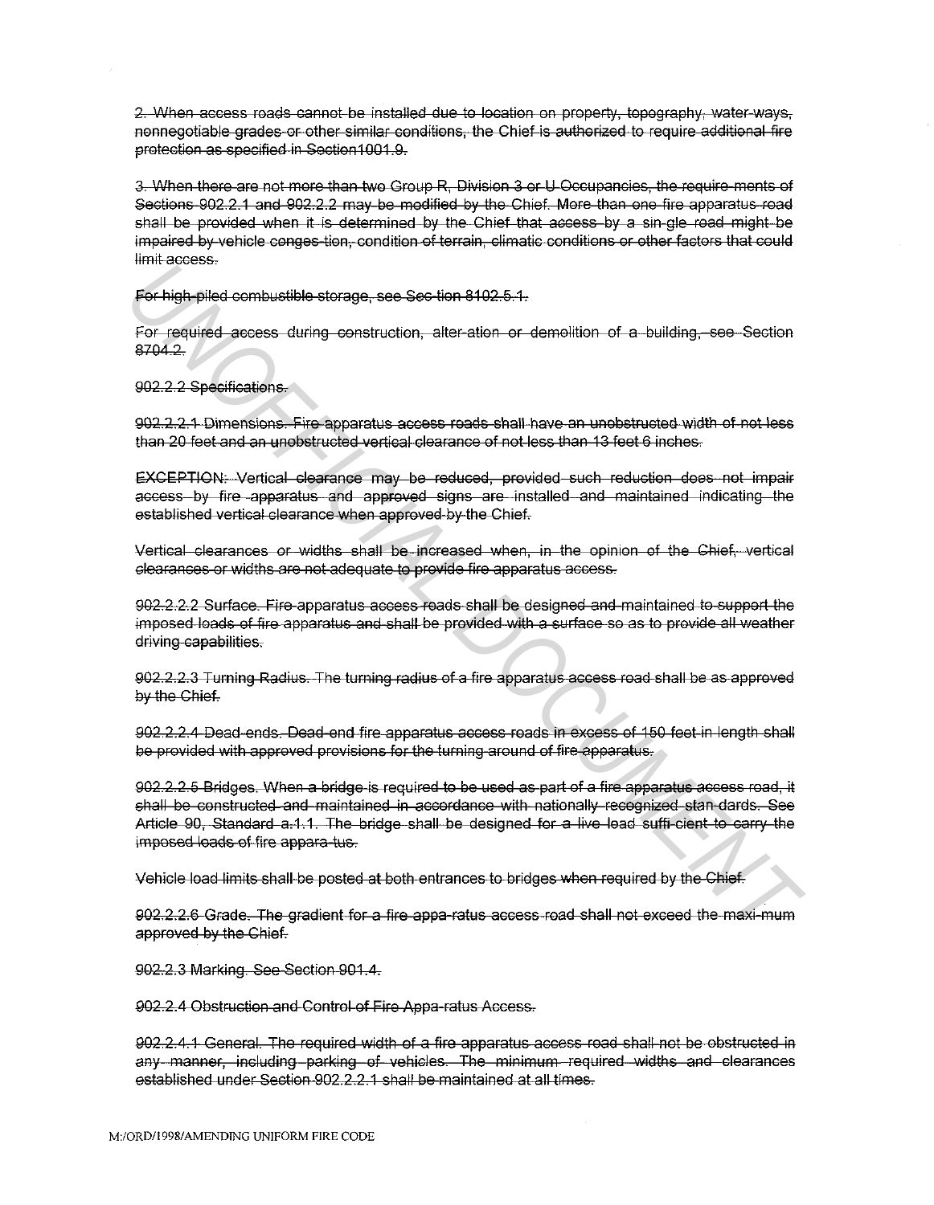~~2. When access roads cannot be installed due to location on property, topography, water-ways, nonnegotiable grades or other similar conditions, the Chief is authorized to require additional fire protection as specified in Section1001.9.~~

~~3. When there are not more than two Group R, Division 3 or U Occupancies, the require-ments of Sections 902.2.1 and 902.2.2 may be modified by the Chief. More than one fire apparatus road shall be provided when it is determined by the Chief that access by a sin-gle road might be impaired by vehicle conges-tion, condition of terrain, climatic conditions or other factors that could limit access.~~

~~For high-piled combustible storage, see Sec-tion 8102.5.1.~~

~~For required access during construction, alter-ation or demolition of a building, see Section 8704.2.~~

~~902.2.2 Specifications.~~

~~902.2.2.1 Dimensions. Fire apparatus access roads shall have an unobstructed width of not less than 20 feet and an unobstructed vertical clearance of not less than 13 feet 6 inches.~~

~~EXCEPTION: Vertical clearance may be reduced, provided such reduction does not impair access by fire apparatus and approved signs are installed and maintained indicating the established vertical clearance when approved by the Chief.~~

~~Vertical clearances or widths shall be increased when, in the opinion of the Chief, vertical clearances or widths are not adequate to provide fire apparatus access.~~

~~902.2.2.2 Surface. Fire apparatus access roads shall be designed and maintained to support the imposed loads of fire apparatus and shall be provided with a surface so as to provide all weather driving capabilities.~~

~~902.2.2.3 Turning Radius. The turning radius of a fire apparatus access road shall be as approved by the Chief.~~

~~902.2.2.4 Dead-ends. Dead-end fire apparatus access roads in excess of 150 feet in length shall be provided with approved provisions for the turning around of fire apparatus.~~

~~902.2.2.5 Bridges. When a bridge is required to be used as part of a fire apparatus access road, it shall be constructed and maintained in accordance with nationally recognized stan-dards. See Article 90, Standard a.1.1. The bridge shall be designed for a live load suffi-cient to carry the imposed loads of fire appara-tus.~~

~~Vehicle load limits shall be posted at both entrances to bridges when required by the Chief.~~

~~902.2.2.6 Grade. The gradient for a fire appa-ratus access road shall not exceed the maxi-mum approved by the Chief.~~

~~902.2.3 Marking. See Section 901.4.~~

~~902.2.4 Obstruction and Control of Fire Appa-ratus Access.~~

~~902.2.4.1 General. The required width of a fire apparatus access road shall not be obstructed in any manner, including parking of vehicles. The minimum required widths and clearances established under Section 902.2.2.1 shall be maintained at all times.~~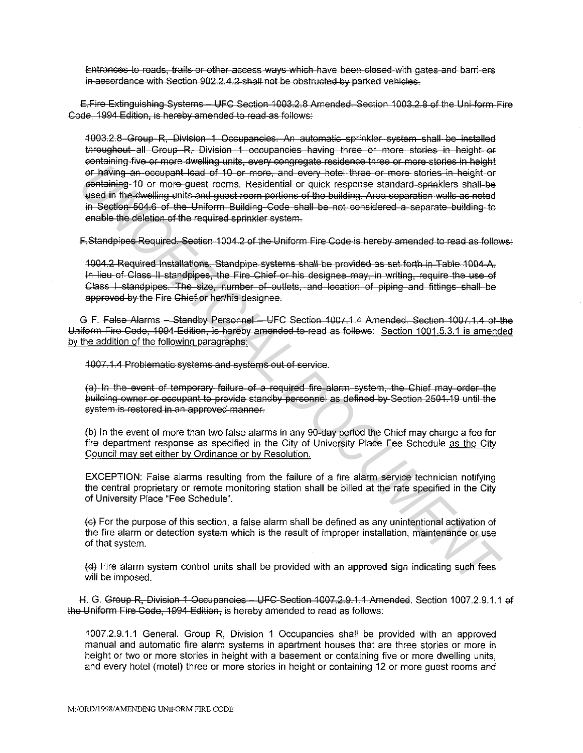~~Entrances to roads, trails or other access ways which have been closed with gates and barri ers in accordance with Section 902.2.4.2 shall not be obstructed by parked vehicles.~~

~~E.Fire Extinguishing Systems – UFC Section 1003.2.8 Amended. Section 1003.2.8 of the Uni-form Fire Code, 1994 Edition, is hereby amended to read as follows:~~

~~1003.2.8 Group R, Division 1 Occupancies. An automatic sprinkler system shall be installed throughout all Group R, Division 1 occupancies having three or more stories in height or containing five or more dwelling units, every congregate residence three or more stories in height or having an occupant load of 10 or more, and every hotel three or more stories in height or containing 10 or more guest rooms. Residential or quick response standard sprinklers shall be used in the dwelling units and guest room portions of the building. Area separation walls as noted in Section 504.6 of the Uniform Building Code shall be not considered a separate building to enable the deletion of the required sprinkler system.~~

~~F.Standpipes Required. Section 1004.2 of the Uniform Fire Code is hereby amended to read as follows:~~

~~1004.2 Required Installations. Standpipe systems shall be provided as set forth in Table 1004-A. In lieu of Class II standpipes, the Fire Chief or his designee may, in writing, require the use of Class I standpipes. The size, number of outlets, and location of piping and fittings shall be approved by the Fire Chief or her/his designee.~~

G F. ~~False Alarms – Standby Personnel – UFC Section 1007.1.4 Amended. Section 1007.1.4 of the Uniform Fire Code, 1994 Edition, is hereby amended to read as follows:~~ Section 1001.5.3.1 is amended by the addition of the following paragraphs:

~~1007.1.4 Problematic systems and systems out of service.~~

~~(a) In the event of temporary failure of a required fire alarm system, the Chief may order the building owner or occupant to provide standby personnel as defined by Section 2501.19 until the system is restored in an approved manner.~~

~~(b)~~ In the event of more than two false alarms in any 90-day period the Chief may charge a fee for fire department response as specified in the City of University Place Fee Schedule as the City Council may set either by Ordinance or by Resolution.

EXCEPTION: False alarms resulting from the failure of a fire alarm service technician notifying the central proprietary or remote monitoring station shall be billed at the rate specified in the City of University Place "Fee Schedule".

~~(c)~~ For the purpose of this section, a false alarm shall be defined as any unintentional activation of the fire alarm or detection system which is the result of improper installation, maintenance or use of that system.

~~(d)~~ Fire alarm system control units shall be provided with an approved sign indicating such fees will be imposed.

H. G. ~~Group R, Division 1 Occupancies – UFC Section 1007.2.9.1.1 Amended.~~ Section 1007.2.9.1.1 ~~of the Uniform Fire Code, 1994 Edition,~~ is hereby amended to read as follows:

1007.2.9.1.1 General. Group R, Division 1 Occupancies shall be provided with an approved manual and automatic fire alarm systems in apartment houses that are three stories or more in height or two or more stories in height with a basement or containing five or more dwelling units, and every hotel (motel) three or more stories in height or containing 12 or more guest rooms and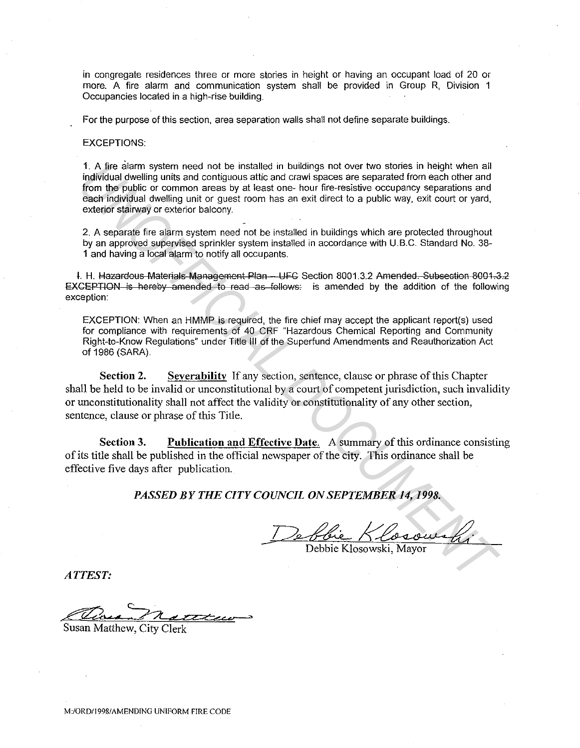in congregate residences three or more stories in height or having an occupant load of 20 or more. A fire alarm and communication system shall be provided in Group R, Division 1 Occupancies located in a high-rise building.

For the purpose of this section, area separation walls shall not define separate buildings.

EXCEPTIONS:

1. A fire alarm system need not be installed in buildings not over two stories in height when all individual dwelling units and contiguous attic and crawl spaces are separated from each other and from the public or common areas by at least one- hour fire-resistive occupancy separations and each individual dwelling unit or guest room has an exit direct to a public way, exit court or yard, exterior stairway or exterior balcony.

2. A separate fire alarm system need not be installed in buildings which are protected throughout by an approved supervised sprinkler system installed in accordance with U.B.C. Standard No. 38-1 and having a local alarm to notify all occupants.

~~I.~~ H. ~~Hazardous Materials Management Plan – UFC~~ Section 8001.3.2 ~~Amended. Subsection 8001.3.2 EXCEPTION is hereby amended to read as follows:~~ is amended by the addition of the following exception:

EXCEPTION: When an HMMP is required, the fire chief may accept the applicant report(s) used for compliance with requirements of 40 CRF "Hazardous Chemical Reporting and Community Right-to-Know Regulations" under Title III of the Superfund Amendments and Reauthorization Act of 1986 (SARA).

**Section 2.** **Severability** If any section, sentence, clause or phrase of this Chapter shall be held to be invalid or unconstitutional by a court of competent jurisdiction, such invalidity or unconstitutionality shall not affect the validity or constitutionality of any other section, sentence, clause or phrase of this Title.

**Section 3.** **Publication and Effective Date.** A summary of this ordinance consisting of its title shall be published in the official newspaper of the city. This ordinance shall be effective five days after publication.

***PASSED BY THE CITY COUNCIL ON SEPTEMBER 14, 1998.***

Debbie Klosowski, Mayor

***ATTEST:***

Susan Matthew, City Clerk

M:/ORD/1998/AMENDING UNIFORM FIRE CODE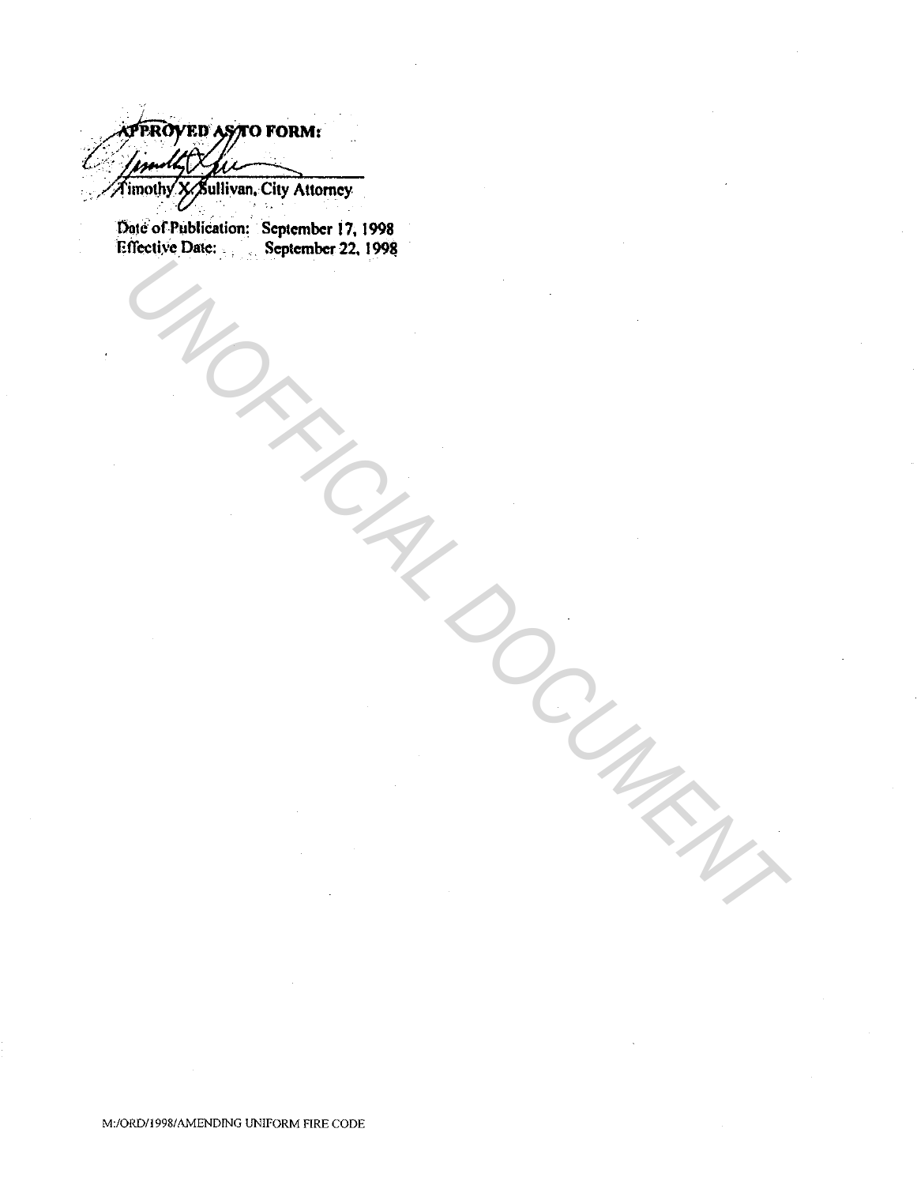**APPROVED AS TO FORM:**

Timothy X. Sullivan, City Attorney

Date of Publication: September 17, 1998
Effective Date: September 22, 1998

UNOFFICIAL DOCUMENT

M:/ORD/1998/AMENDING UNIFORM FIRE CODE